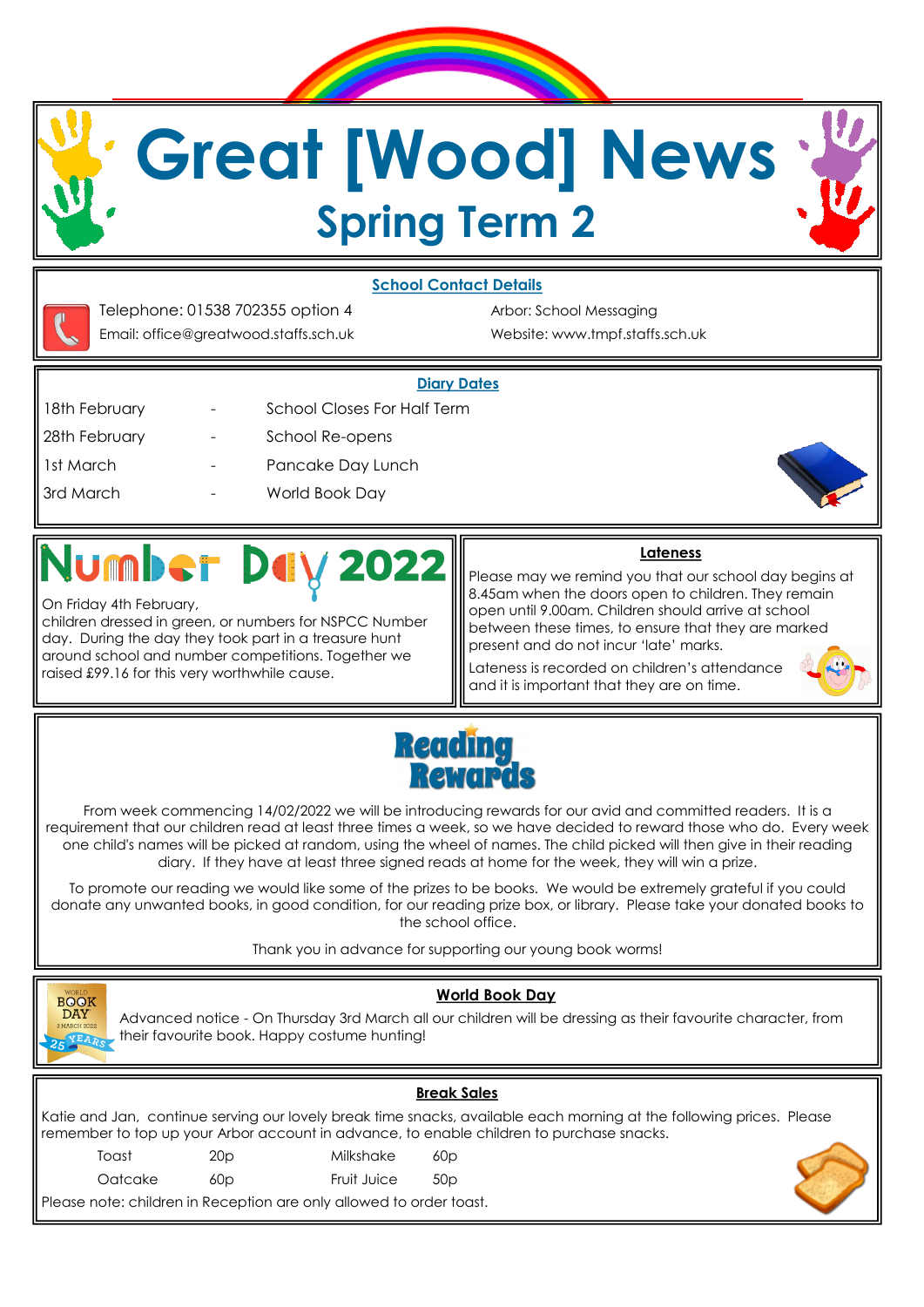# Great [Wood] News

## Spring Term 2

### School Contact Details

Telephone: 01538 702355 option 4

Email: office@greatwood.staffs.sch.uk

Arbor: School Messaging

Website: www.tmpf.staffs.sch.uk

### Diary Dates

| | | |
|---|---|---|
| 18th February | - | School Closes For Half Term |
| 28th February | - | School Re-opens |
| 1st March | - | Pancake Day Lunch |
| 3rd March | - | World Book Day |

### Number Day 2022

On Friday 4th February,
children dressed in green, or numbers for NSPCC Number day. During the day they took part in a treasure hunt around school and number competitions. Together we raised £99.16 for this very worthwhile cause.

### Lateness

Please may we remind you that our school day begins at 8.45am when the doors open to children. They remain open until 9.00am. Children should arrive at school between these times, to ensure that they are marked present and do not incur 'late' marks.

Lateness is recorded on children's attendance and it is important that they are on time.

### Reading Rewards

From week commencing 14/02/2022 we will be introducing rewards for our avid and committed readers. It is a requirement that our children read at least three times a week, so we have decided to reward those who do. Every week one child's names will be picked at random, using the wheel of names. The child picked will then give in their reading diary. If they have at least three signed reads at home for the week, they will win a prize.

To promote our reading we would like some of the prizes to be books. We would be extremely grateful if you could donate any unwanted books, in good condition, for our reading prize box, or library. Please take your donated books to the school office.

Thank you in advance for supporting our young book worms!

### World Book Day

Advanced notice - On Thursday 3rd March all our children will be dressing as their favourite character, from their favourite book. Happy costume hunting!

### Break Sales

Katie and Jan, continue serving our lovely break time snacks, available each morning at the following prices. Please remember to top up your Arbor account in advance, to enable children to purchase snacks.

| | | | |
|---|---|---|---|
| Toast | 20p | Milkshake | 60p |
| Oatcake | 60p | Fruit Juice | 50p |

Please note: children in Reception are only allowed to order toast.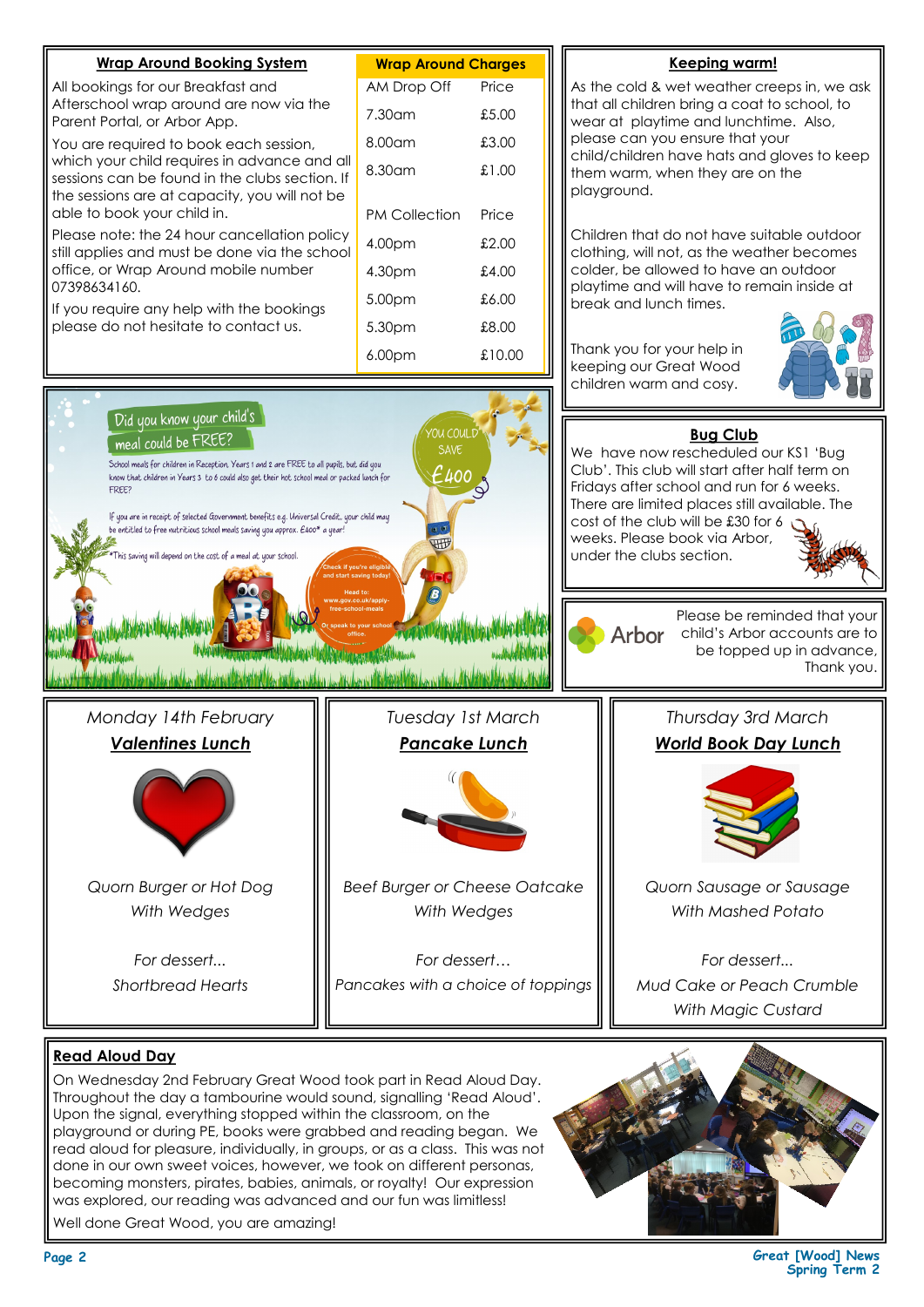## Wrap Around Booking System

All bookings for our Breakfast and Afterschool wrap around are now via the Parent Portal, or Arbor App.

You are required to book each session, which your child requires in advance and all sessions can be found in the clubs section. If the sessions are at capacity, you will not be able to book your child in.

Please note: the 24 hour cancellation policy still applies and must be done via the school office, or Wrap Around mobile number 07398634160.

If you require any help with the bookings please do not hesitate to contact us.

## Wrap Around Charges

| AM Drop Off | Price |
|---|---|
| 7.30am | £5.00 |
| 8.00am | £3.00 |
| 8.30am | £1.00 |
| **PM Collection** | **Price** |
| 4.00pm | £2.00 |
| 4.30pm | £4.00 |
| 5.00pm | £6.00 |
| 5.30pm | £8.00 |
| 6.00pm | £10.00 |

## Keeping warm!

As the cold & wet weather creeps in, we ask that all children bring a coat to school, to wear at playtime and lunchtime. Also, please can you ensure that your child/children have hats and gloves to keep them warm, when they are on the playground.

Children that do not have suitable outdoor clothing, will not, as the weather becomes colder, be allowed to have an outdoor playtime and will have to remain inside at break and lunch times.

Thank you for your help in keeping our Great Wood children warm and cosy.

## Did you know your child's meal could be FREE?

School meals for children in Reception, Years 1 and 2 are FREE to all pupils, but did you know that children in Years 3 to 6 could also get their hot school meal or packed lunch for FREE?

If you are in receipt of selected Government benefits e.g. Universal Credit, your child may be entitled to free nutritious school meals saving you approx. £400* a year!

*This saving will depend on the cost of a meal at your school.

YOU COULD SAVE £400

Check if you're eligible and start saving today!

Head to: www.gov.co.uk/apply-free-school-meals

Or speak to your school office.

## Bug Club

We have now rescheduled our KS1 'Bug Club'. This club will start after half term on Fridays after school and run for 6 weeks. There are limited places still available. The cost of the club will be £30 for 6 weeks. Please book via Arbor, under the clubs section.

**Arbor**

Please be reminded that your child's Arbor accounts are to be topped up in advance, Thank you.

*Monday 14th February*

### ***Valentines Lunch***

*Quorn Burger or Hot Dog*
*With Wedges*

*For dessert...*
*Shortbread Hearts*

*Tuesday 1st March*

### ***Pancake Lunch***

*Beef Burger or Cheese Oatcake*
*With Wedges*

*For dessert…*
*Pancakes with a choice of toppings*

*Thursday 3rd March*

### ***World Book Day Lunch***

*Quorn Sausage or Sausage*
*With Mashed Potato*

*For dessert...*
*Mud Cake or Peach Crumble*
*With Magic Custard*

## Read Aloud Day

On Wednesday 2nd February Great Wood took part in Read Aloud Day. Throughout the day a tambourine would sound, signalling 'Read Aloud'. Upon the signal, everything stopped within the classroom, on the playground or during PE, books were grabbed and reading began. We read aloud for pleasure, individually, in groups, or as a class. This was not done in our own sweet voices, however, we took on different personas, becoming monsters, pirates, babies, animals, or royalty! Our expression was explored, our reading was advanced and our fun was limitless!

Well done Great Wood, you are amazing!